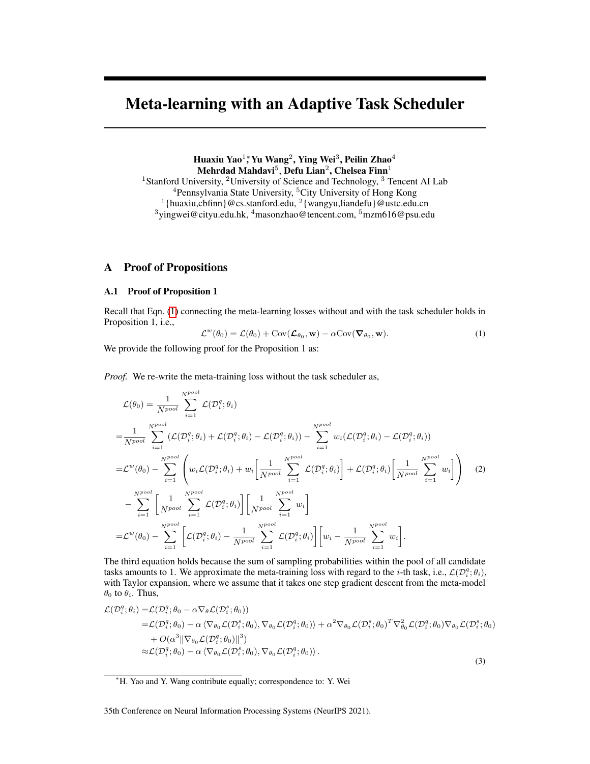# Meta-learning with an Adaptive Task Scheduler

**Huaxiu Yao[1]*, Yu Wang[2], Ying Wei[3], Peilin Zhao[4]**
**Mehrdad Mahdavi[5], Defu Lian[2], Chelsea Finn[1]**

[1]Stanford University, [2]University of Science and Technology, [3] Tencent AI Lab
[4]Pennsylvania State University, [5]City University of Hong Kong
[1]{huaxiu,cbfinn}@cs.stanford.edu, [2]{wangyu,liandefu}@ustc.edu.cn
[3]yingwei@cityu.edu.hk, [4]masonzhao@tencent.com, [5]mzm616@psu.edu

## A Proof of Propositions

### A.1 Proof of Proposition 1

Recall that Eqn. (1) connecting the meta-learning losses without and with the task scheduler holds in Proposition 1, i.e.,

$$\mathcal{L}^w(\theta_0) = \mathcal{L}(\theta_0) + \mathrm{Cov}(\boldsymbol{\mathcal{L}}_{\theta_0}, \mathbf{w}) - \alpha \mathrm{Cov}(\boldsymbol{\nabla}_{\theta_0}, \mathbf{w}). \tag{1}$$

We provide the following proof for the Proposition 1 as:

*Proof.* We re-write the meta-training loss without the task scheduler as,

$$\begin{aligned}
&\mathcal{L}(\theta_0) = \frac{1}{N^{pool}} \sum_{i=1}^{N^{pool}} \mathcal{L}(\mathcal{D}_i^q; \theta_i) \\
=&\frac{1}{N^{pool}} \sum_{i=1}^{N^{pool}} \left(\mathcal{L}(\mathcal{D}_i^q; \theta_i) + \mathcal{L}(\mathcal{D}_i^q; \theta_i) - \mathcal{L}(\mathcal{D}_i^q; \theta_i)\right) - \sum_{i=1}^{N^{pool}} w_i (\mathcal{L}(\mathcal{D}_i^q; \theta_i) - \mathcal{L}(\mathcal{D}_i^q; \theta_i)) \\
=&\mathcal{L}^w(\theta_0) - \sum_{i=1}^{N^{pool}} \left( w_i \mathcal{L}(\mathcal{D}_i^q; \theta_i) + w_i \left[\frac{1}{N^{pool}} \sum_{i=1}^{N^{pool}} \mathcal{L}(\mathcal{D}_i^q; \theta_i)\right] + \mathcal{L}(\mathcal{D}_i^q; \theta_i) \left[\frac{1}{N^{pool}} \sum_{i=1}^{N^{pool}} w_i\right] \right) \\
&- \sum_{i=1}^{N^{pool}} \left[\frac{1}{N^{pool}} \sum_{i=1}^{N^{pool}} \mathcal{L}(\mathcal{D}_i^q; \theta_i)\right] \left[\frac{1}{N^{pool}} \sum_{i=1}^{N^{pool}} w_i\right] \\
=&\mathcal{L}^w(\theta_0) - \sum_{i=1}^{N^{pool}} \left[\mathcal{L}(\mathcal{D}_i^q; \theta_i) - \frac{1}{N^{pool}} \sum_{i=1}^{N^{pool}} \mathcal{L}(\mathcal{D}_i^q; \theta_i)\right] \left[w_i - \frac{1}{N^{pool}} \sum_{i=1}^{N^{pool}} w_i\right].
\end{aligned} \tag{2}$$

The third equation holds because the sum of sampling probabilities within the pool of all candidate tasks amounts to 1. We approximate the meta-training loss with regard to the $i$-th task, i.e., $\mathcal{L}(\mathcal{D}_i^q; \theta_i)$, with Taylor expansion, where we assume that it takes one step gradient descent from the meta-model $\theta_0$ to $\theta_i$. Thus,

$$\begin{aligned}
\mathcal{L}(\mathcal{D}_i^q; \theta_i) =&\mathcal{L}(\mathcal{D}_i^q; \theta_0 - \alpha \nabla_\theta \mathcal{L}(\mathcal{D}_i^s; \theta_0)) \\
=&\mathcal{L}(\mathcal{D}_i^q; \theta_0) - \alpha \left\langle \nabla_{\theta_0} \mathcal{L}(\mathcal{D}_i^s; \theta_0), \nabla_{\theta_0} \mathcal{L}(\mathcal{D}_i^q; \theta_0) \right\rangle + \alpha^2 \nabla_{\theta_0} \mathcal{L}(\mathcal{D}_i^s; \theta_0)^T \nabla^2_{\theta_0} \mathcal{L}(\mathcal{D}_i^q; \theta_0) \nabla_{\theta_0} \mathcal{L}(\mathcal{D}_i^s; \theta_0) \\
&+ O(\alpha^3 \|\nabla_{\theta_0} \mathcal{L}(\mathcal{D}_i^q; \theta_0)\|^3) \\
\approx&\mathcal{L}(\mathcal{D}_i^q; \theta_0) - \alpha \left\langle \nabla_{\theta_0} \mathcal{L}(\mathcal{D}_i^s; \theta_0), \nabla_{\theta_0} \mathcal{L}(\mathcal{D}_i^q; \theta_0) \right\rangle.
\end{aligned} \tag{3}$$

*H. Yao and Y. Wang contribute equally; correspondence to: Y. Wei

35th Conference on Neural Information Processing Systems (NeurIPS 2021).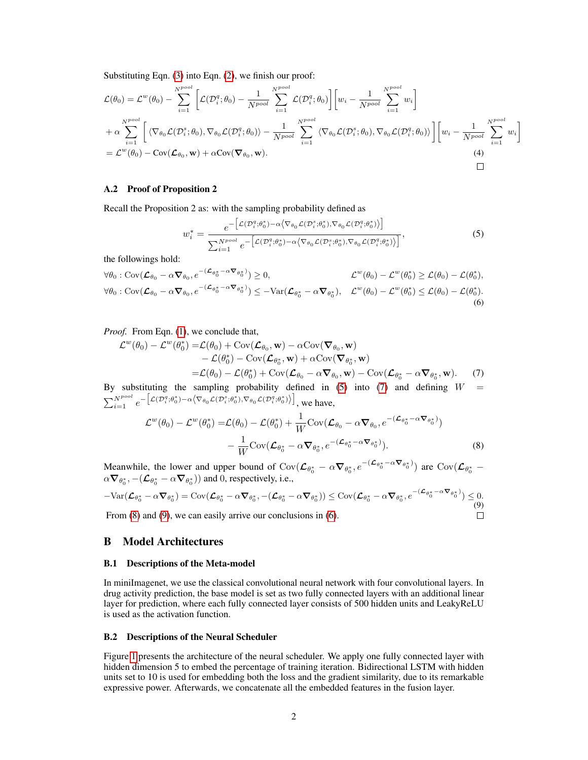Substituting Eqn. (3) into Eqn. (2), we finish our proof:

$$
\begin{aligned}
\mathcal{L}(\theta_0) = \mathcal{L}^w(\theta_0) &- \sum_{i=1}^{N^{pool}} \left[ \mathcal{L}(\mathcal{D}_i^q; \theta_0) - \frac{1}{N^{pool}} \sum_{i=1}^{N^{pool}} \mathcal{L}(\mathcal{D}_i^q; \theta_0) \right] \left[ w_i - \frac{1}{N^{pool}} \sum_{i=1}^{N^{pool}} w_i \right] \\
&+ \alpha \sum_{i=1}^{N^{pool}} \left[ \langle \nabla_{\theta_0} \mathcal{L}(\mathcal{D}_i^s; \theta_0), \nabla_{\theta_0} \mathcal{L}(\mathcal{D}_i^q; \theta_0) \rangle - \frac{1}{N^{pool}} \sum_{i=1}^{N^{pool}} \langle \nabla_{\theta_0} \mathcal{L}(\mathcal{D}_i^s; \theta_0), \nabla_{\theta_0} \mathcal{L}(\mathcal{D}_i^q; \theta_0) \rangle \right] \left[ w_i - \frac{1}{N^{pool}} \sum_{i=1}^{N^{pool}} w_i \right] \\
&= \mathcal{L}^w(\theta_0) - \mathrm{Cov}(\boldsymbol{\mathcal{L}}_{\theta_0}, \mathbf{w}) + \alpha \mathrm{Cov}(\boldsymbol{\nabla}_{\theta_0}, \mathbf{w}).
\end{aligned} \tag{4}
$$

□

### A.2 Proof of Proposition 2

Recall the Proposition 2 as: with the sampling probability defined as

$$
w_i^* = \frac{e^{-\left[\mathcal{L}(\mathcal{D}_i^q; \theta_0^*) - \alpha \left\langle \nabla_{\theta_0} \mathcal{L}(\mathcal{D}_i^s; \theta_0^*), \nabla_{\theta_0} \mathcal{L}(\mathcal{D}_i^q; \theta_0^*) \right\rangle \right]}}{\sum_{i=1}^{N^{pool}} e^{-\left[\mathcal{L}(\mathcal{D}_i^q; \theta_0^*) - \alpha \left\langle \nabla_{\theta_0} \mathcal{L}(\mathcal{D}_i^s; \theta_0^*), \nabla_{\theta_0} \mathcal{L}(\mathcal{D}_i^q; \theta_0^*) \right\rangle \right]}}, \tag{5}
$$

the followings hold:

$$
\begin{aligned}
&\forall \theta_0 : \mathrm{Cov}(\boldsymbol{\mathcal{L}}_{\theta_0} - \alpha \boldsymbol{\nabla}_{\theta_0}, e^{-(\boldsymbol{\mathcal{L}}_{\theta_0^*} - \alpha \boldsymbol{\nabla}_{\theta_0^*})}) \geq 0, && \mathcal{L}^w(\theta_0) - \mathcal{L}^w(\theta_0^*) \geq \mathcal{L}(\theta_0) - \mathcal{L}(\theta_0^*), \\
&\forall \theta_0 : \mathrm{Cov}(\boldsymbol{\mathcal{L}}_{\theta_0} - \alpha \boldsymbol{\nabla}_{\theta_0}, e^{-(\boldsymbol{\mathcal{L}}_{\theta_0^*} - \alpha \boldsymbol{\nabla}_{\theta_0^*})}) \leq -\mathrm{Var}(\boldsymbol{\mathcal{L}}_{\theta_0^*} - \alpha \boldsymbol{\nabla}_{\theta_0^*}), && \mathcal{L}^w(\theta_0) - \mathcal{L}^w(\theta_0^*) \leq \mathcal{L}(\theta_0) - \mathcal{L}(\theta_0^*).
\end{aligned} \tag{6}
$$

*Proof.* From Eqn. (1), we conclude that,

$$
\begin{aligned}
\mathcal{L}^w(\theta_0) - \mathcal{L}^w(\theta_0^*) = &\mathcal{L}(\theta_0) + \mathrm{Cov}(\boldsymbol{\mathcal{L}}_{\theta_0}, \mathbf{w}) - \alpha \mathrm{Cov}(\boldsymbol{\nabla}_{\theta_0}, \mathbf{w}) \\
&- \mathcal{L}(\theta_0^*) - \mathrm{Cov}(\boldsymbol{\mathcal{L}}_{\theta_0^*}, \mathbf{w}) + \alpha \mathrm{Cov}(\boldsymbol{\nabla}_{\theta_0^*}, \mathbf{w}) \\
= &\mathcal{L}(\theta_0) - \mathcal{L}(\theta_0^*) + \mathrm{Cov}(\boldsymbol{\mathcal{L}}_{\theta_0} - \alpha \boldsymbol{\nabla}_{\theta_0}, \mathbf{w}) - \mathrm{Cov}(\boldsymbol{\mathcal{L}}_{\theta_0^*} - \alpha \boldsymbol{\nabla}_{\theta_0^*}, \mathbf{w}).
\end{aligned} \tag{7}
$$

By substituting the sampling probability defined in (5) into (7) and defining $W = \sum_{i=1}^{N^{pool}} e^{-\left[\mathcal{L}(\mathcal{D}_i^q; \theta_0^*) - \alpha \left\langle \nabla_{\theta_0} \mathcal{L}(\mathcal{D}_i^s; \theta_0^*), \nabla_{\theta_0} \mathcal{L}(\mathcal{D}_i^q; \theta_0^*) \right\rangle \right]}$, we have,

$$
\begin{aligned}
\mathcal{L}^w(\theta_0) - \mathcal{L}^w(\theta_0^*) = &\mathcal{L}(\theta_0) - \mathcal{L}(\theta_0^*) + \frac{1}{W} \mathrm{Cov}(\boldsymbol{\mathcal{L}}_{\theta_0} - \alpha \boldsymbol{\nabla}_{\theta_0}, e^{-(\boldsymbol{\mathcal{L}}_{\theta_0^*} - \alpha \boldsymbol{\nabla}_{\theta_0^*})}) \\
&- \frac{1}{W} \mathrm{Cov}(\boldsymbol{\mathcal{L}}_{\theta_0^*} - \alpha \boldsymbol{\nabla}_{\theta_0^*}, e^{-(\boldsymbol{\mathcal{L}}_{\theta_0^*} - \alpha \boldsymbol{\nabla}_{\theta_0^*})}).
\end{aligned} \tag{8}
$$

Meanwhile, the lower and upper bound of $\mathrm{Cov}(\boldsymbol{\mathcal{L}}_{\theta_0^*} - \alpha \boldsymbol{\nabla}_{\theta_0^*}, e^{-(\boldsymbol{\mathcal{L}}_{\theta_0^*} - \alpha \boldsymbol{\nabla}_{\theta_0^*})})$ are $\mathrm{Cov}(\boldsymbol{\mathcal{L}}_{\theta_0^*} - \alpha \boldsymbol{\nabla}_{\theta_0^*}, -(\boldsymbol{\mathcal{L}}_{\theta_0^*} - \alpha \boldsymbol{\nabla}_{\theta_0^*}))$ and 0, respectively, i.e.,

$$
-\mathrm{Var}(\boldsymbol{\mathcal{L}}_{\theta_0^*} - \alpha \boldsymbol{\nabla}_{\theta_0^*}) = \mathrm{Cov}(\boldsymbol{\mathcal{L}}_{\theta_0^*} - \alpha \boldsymbol{\nabla}_{\theta_0^*}, -(\boldsymbol{\mathcal{L}}_{\theta_0^*} - \alpha \boldsymbol{\nabla}_{\theta_0^*})) \leq \mathrm{Cov}(\boldsymbol{\mathcal{L}}_{\theta_0^*} - \alpha \boldsymbol{\nabla}_{\theta_0^*}, e^{-(\boldsymbol{\mathcal{L}}_{\theta_0^*} - \alpha \boldsymbol{\nabla}_{\theta_0^*})}) \leq 0. \tag{9}
$$

From (8) and (9), we can easily arrive our conclusions in (6). □

## B Model Architectures

### B.1 Descriptions of the Meta-model

In miniImagenet, we use the classical convolutional neural network with four convolutional layers. In drug activity prediction, the base model is set as two fully connected layers with an additional linear layer for prediction, where each fully connected layer consists of 500 hidden units and LeakyReLU is used as the activation function.

### B.2 Descriptions of the Neural Scheduler

Figure 1 presents the architecture of the neural scheduler. We apply one fully connected layer with hidden dimension 5 to embed the percentage of training iteration. Bidirectional LSTM with hidden units set to 10 is used for embedding both the loss and the gradient similarity, due to its remarkable expressive power. Afterwards, we concatenate all the embedded features in the fusion layer.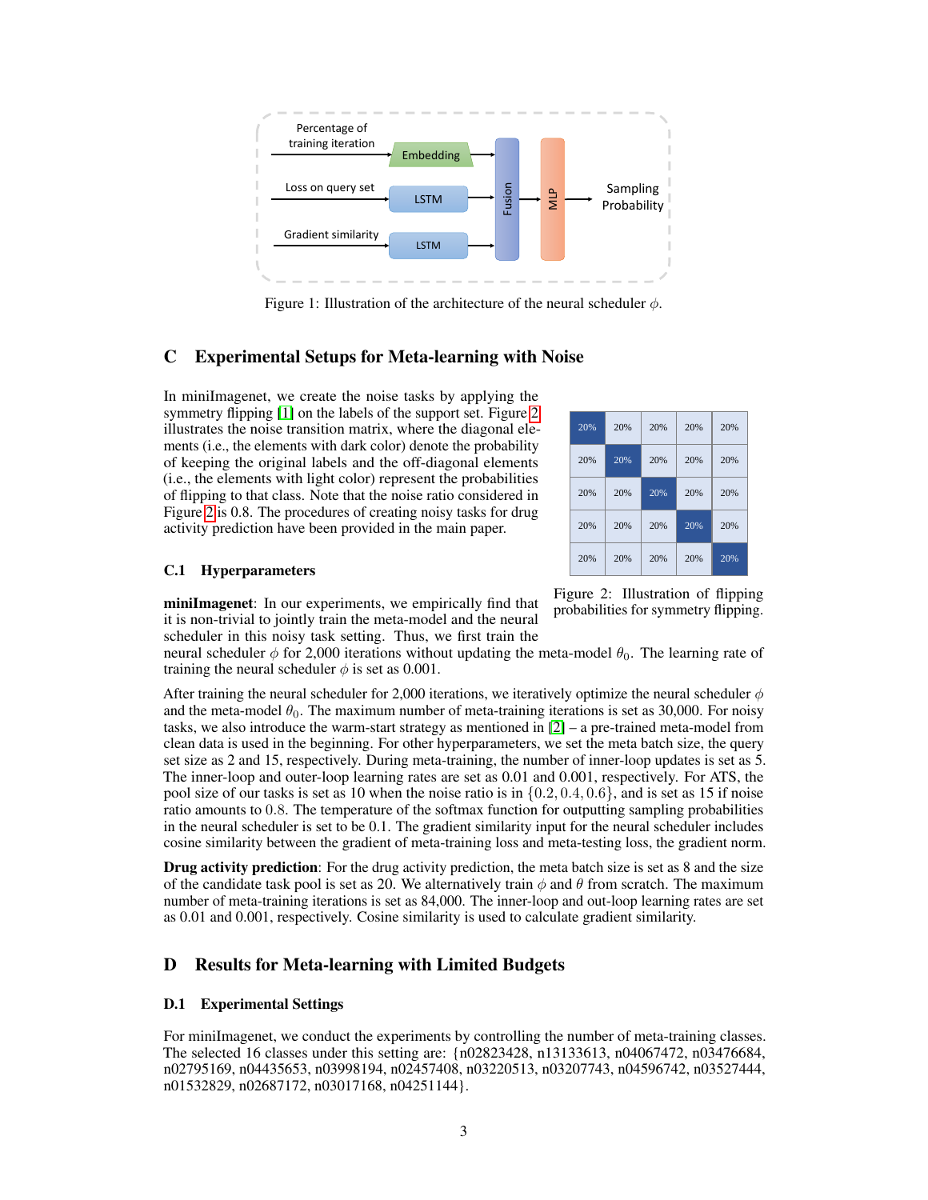Figure 1: Illustration of the architecture of the neural scheduler $\phi$.

## C Experimental Setups for Meta-learning with Noise

In miniImagenet, we create the noise tasks by applying the symmetry flipping [1] on the labels of the support set. Figure 2 illustrates the noise transition matrix, where the diagonal elements (i.e., the elements with dark color) denote the probability of keeping the original labels and the off-diagonal elements (i.e., the elements with light color) represent the probabilities of flipping to that class. Note that the noise ratio considered in Figure 2 is 0.8. The procedures of creating noisy tasks for drug activity prediction have been provided in the main paper.

| | | | | |
|---|---|---|---|---|
| 20% | 20% | 20% | 20% | 20% |
| 20% | 20% | 20% | 20% | 20% |
| 20% | 20% | 20% | 20% | 20% |
| 20% | 20% | 20% | 20% | 20% |
| 20% | 20% | 20% | 20% | 20% |

Figure 2: Illustration of flipping probabilities for symmetry flipping.

### C.1 Hyperparameters

**miniImagenet**: In our experiments, we empirically find that it is non-trivial to jointly train the meta-model and the neural scheduler in this noisy task setting. Thus, we first train the neural scheduler $\phi$ for 2,000 iterations without updating the meta-model $\theta_0$. The learning rate of training the neural scheduler $\phi$ is set as 0.001.

After training the neural scheduler for 2,000 iterations, we iteratively optimize the neural scheduler $\phi$ and the meta-model $\theta_0$. The maximum number of meta-training iterations is set as 30,000. For noisy tasks, we also introduce the warm-start strategy as mentioned in [2] – a pre-trained meta-model from clean data is used in the beginning. For other hyperparameters, we set the meta batch size, the query set size as 2 and 15, respectively. During meta-training, the number of inner-loop updates is set as 5. The inner-loop and outer-loop learning rates are set as 0.01 and 0.001, respectively. For ATS, the pool size of our tasks is set as 10 when the noise ratio is in $\{0.2, 0.4, 0.6\}$, and is set as 15 if noise ratio amounts to $0.8$. The temperature of the softmax function for outputting sampling probabilities in the neural scheduler is set to be 0.1. The gradient similarity input for the neural scheduler includes cosine similarity between the gradient of meta-training loss and meta-testing loss, the gradient norm.

**Drug activity prediction**: For the drug activity prediction, the meta batch size is set as 8 and the size of the candidate task pool is set as 20. We alternatively train $\phi$ and $\theta$ from scratch. The maximum number of meta-training iterations is set as 84,000. The inner-loop and out-loop learning rates are set as 0.01 and 0.001, respectively. Cosine similarity is used to calculate gradient similarity.

## D Results for Meta-learning with Limited Budgets

### D.1 Experimental Settings

For miniImagenet, we conduct the experiments by controlling the number of meta-training classes. The selected 16 classes under this setting are: {n02823428, n13133613, n04067472, n03476684, n02795169, n04435653, n03998194, n02457408, n03220513, n03207743, n04596742, n03527444, n01532829, n02687172, n03017168, n04251144}.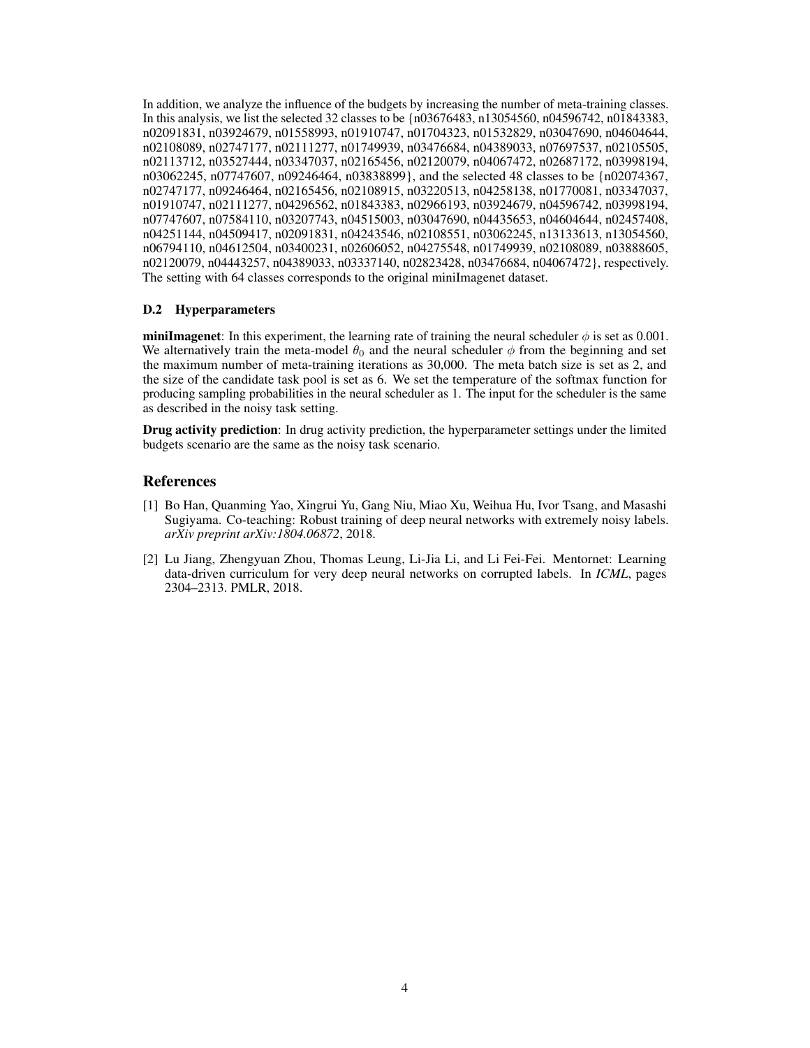In addition, we analyze the influence of the budgets by increasing the number of meta-training classes. In this analysis, we list the selected 32 classes to be {n03676483, n13054560, n04596742, n01843383, n02091831, n03924679, n01558993, n01910747, n01704323, n01532829, n03047690, n04604644, n02108089, n02747177, n02111277, n01749939, n03476684, n04389033, n07697537, n02105505, n02113712, n03527444, n03347037, n02165456, n02120079, n04067472, n02687172, n03998194, n03062245, n07747607, n09246464, n03838899}, and the selected 48 classes to be {n02074367, n02747177, n09246464, n02165456, n02108915, n03220513, n04258138, n01770081, n03347037, n01910747, n02111277, n04296562, n01843383, n02966193, n03924679, n04596742, n03998194, n07747607, n07584110, n03207743, n04515003, n03047690, n04435653, n04604644, n02457408, n04251144, n04509417, n02091831, n04243546, n02108551, n03062245, n13133613, n13054560, n06794110, n04612504, n03400231, n02606052, n04275548, n01749939, n02108089, n03888605, n02120079, n04443257, n04389033, n03337140, n02823428, n03476684, n04067472}, respectively. The setting with 64 classes corresponds to the original miniImagenet dataset.

### D.2 Hyperparameters

**miniImagenet**: In this experiment, the learning rate of training the neural scheduler $\phi$ is set as 0.001. We alternatively train the meta-model $\theta_0$ and the neural scheduler $\phi$ from the beginning and set the maximum number of meta-training iterations as 30,000. The meta batch size is set as 2, and the size of the candidate task pool is set as 6. We set the temperature of the softmax function for producing sampling probabilities in the neural scheduler as 1. The input for the scheduler is the same as described in the noisy task setting.

**Drug activity prediction**: In drug activity prediction, the hyperparameter settings under the limited budgets scenario are the same as the noisy task scenario.

## References

[1] Bo Han, Quanming Yao, Xingrui Yu, Gang Niu, Miao Xu, Weihua Hu, Ivor Tsang, and Masashi Sugiyama. Co-teaching: Robust training of deep neural networks with extremely noisy labels. *arXiv preprint arXiv:1804.06872*, 2018.

[2] Lu Jiang, Zhengyuan Zhou, Thomas Leung, Li-Jia Li, and Li Fei-Fei. Mentornet: Learning data-driven curriculum for very deep neural networks on corrupted labels. In *ICML*, pages 2304–2313. PMLR, 2018.